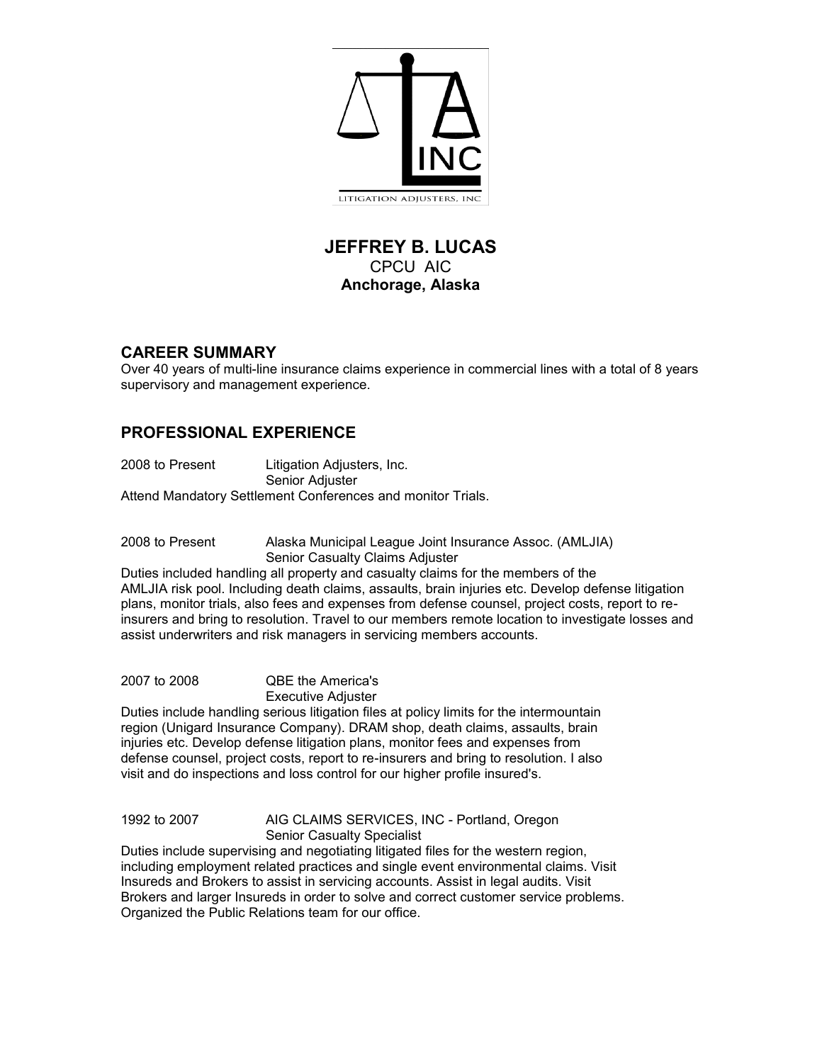LITIGATION ADJUSTERS, INC

# JEFFREY B. LUCAS

CPCU AIC

**Anchorage, Alaska**

## CAREER SUMMARY

Over 40 years of multi-line insurance claims experience in commercial lines with a total of 8 years supervisory and management experience.

## PROFESSIONAL EXPERIENCE

2008 to Present — Litigation Adjusters, Inc.
Senior Adjuster

Attend Mandatory Settlement Conferences and monitor Trials.

2008 to Present — Alaska Municipal League Joint Insurance Assoc. (AMLJIA)
Senior Casualty Claims Adjuster

Duties included handling all property and casualty claims for the members of the AMLJIA risk pool. Including death claims, assaults, brain injuries etc. Develop defense litigation plans, monitor trials, also fees and expenses from defense counsel, project costs, report to re-insurers and bring to resolution. Travel to our members remote location to investigate losses and assist underwriters and risk managers in servicing members accounts.

2007 to 2008 — QBE the America's
Executive Adjuster

Duties include handling serious litigation files at policy limits for the intermountain region (Unigard Insurance Company). DRAM shop, death claims, assaults, brain injuries etc. Develop defense litigation plans, monitor fees and expenses from defense counsel, project costs, report to re-insurers and bring to resolution. I also visit and do inspections and loss control for our higher profile insured's.

1992 to 2007 — AIG CLAIMS SERVICES, INC - Portland, Oregon
Senior Casualty Specialist

Duties include supervising and negotiating litigated files for the western region, including employment related practices and single event environmental claims. Visit Insureds and Brokers to assist in servicing accounts. Assist in legal audits. Visit Brokers and larger Insureds in order to solve and correct customer service problems. Organized the Public Relations team for our office.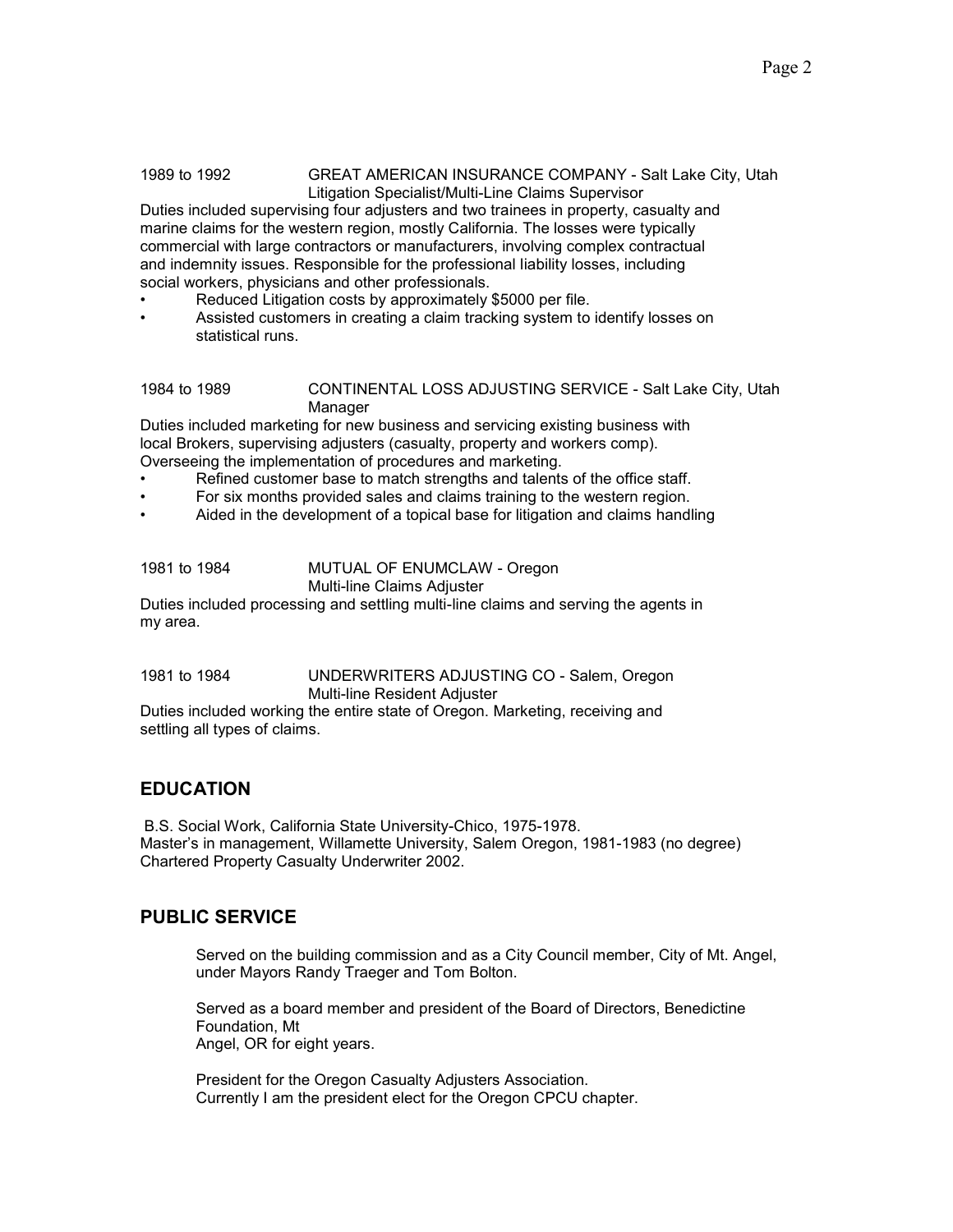1989 to 1992 GREAT AMERICAN INSURANCE COMPANY - Salt Lake City, Utah
Litigation Specialist/Multi-Line Claims Supervisor

Duties included supervising four adjusters and two trainees in property, casualty and marine claims for the western region, mostly California. The losses were typically commercial with large contractors or manufacturers, involving complex contractual and indemnity issues. Responsible for the professional liability losses, including social workers, physicians and other professionals.

- Reduced Litigation costs by approximately $5000 per file.
- Assisted customers in creating a claim tracking system to identify losses on statistical runs.

1984 to 1989 CONTINENTAL LOSS ADJUSTING SERVICE - Salt Lake City, Utah
Manager

Duties included marketing for new business and servicing existing business with local Brokers, supervising adjusters (casualty, property and workers comp). Overseeing the implementation of procedures and marketing.

- Refined customer base to match strengths and talents of the office staff.
- For six months provided sales and claims training to the western region.
- Aided in the development of a topical base for litigation and claims handling

1981 to 1984 MUTUAL OF ENUMCLAW - Oregon
Multi-line Claims Adjuster

Duties included processing and settling multi-line claims and serving the agents in my area.

1981 to 1984 UNDERWRITERS ADJUSTING CO - Salem, Oregon
Multi-line Resident Adjuster

Duties included working the entire state of Oregon. Marketing, receiving and settling all types of claims.

## EDUCATION

B.S. Social Work, California State University-Chico, 1975-1978.
Master's in management, Willamette University, Salem Oregon, 1981-1983 (no degree)
Chartered Property Casualty Underwriter 2002.

## PUBLIC SERVICE

Served on the building commission and as a City Council member, City of Mt. Angel, under Mayors Randy Traeger and Tom Bolton.

Served as a board member and president of the Board of Directors, Benedictine Foundation, Mt
Angel, OR for eight years.

President for the Oregon Casualty Adjusters Association.
Currently I am the president elect for the Oregon CPCU chapter.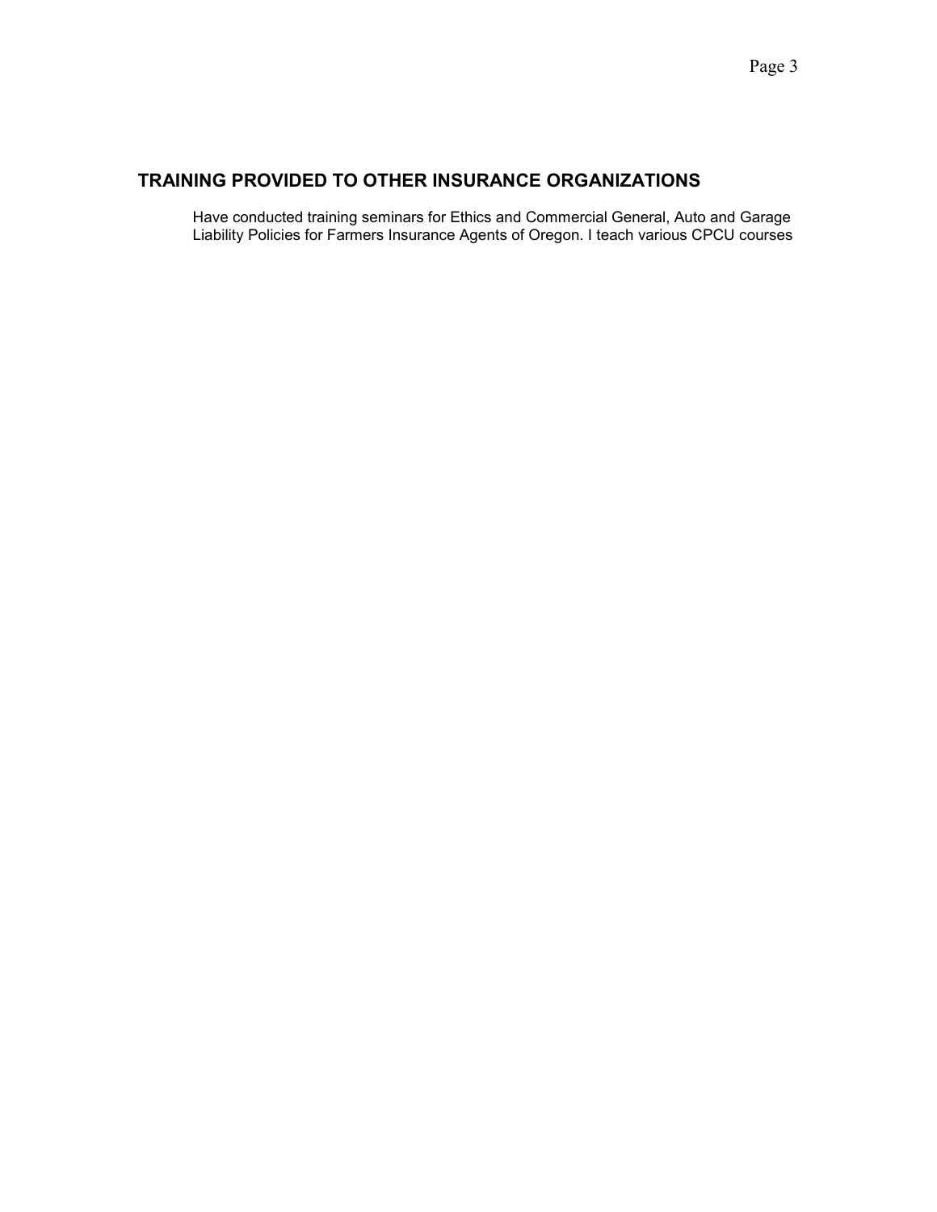## TRAINING PROVIDED TO OTHER INSURANCE ORGANIZATIONS

Have conducted training seminars for Ethics and Commercial General, Auto and Garage Liability Policies for Farmers Insurance Agents of Oregon. I teach various CPCU courses